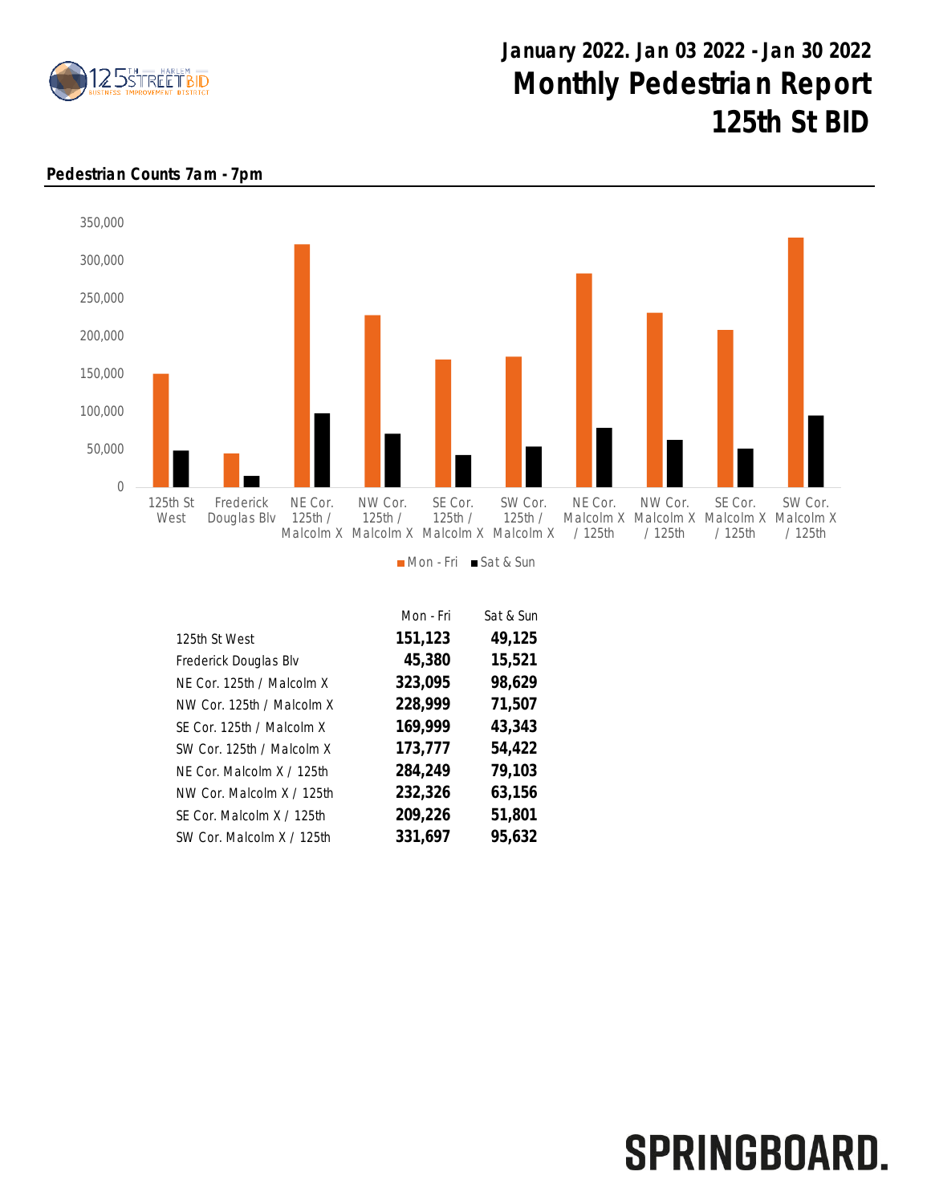# January 2022. Jan 03 2022 - Jan 30 2022

# Monthly Pedestrian Report 125th St BID

**Pedestrian Counts 7am - 7pm**

| | Mon - Fri | Sat & Sun |
|---|---|---|
| 125th St West | **151,123** | **49,125** |
| Frederick Douglas Blv | **45,380** | **15,521** |
| NE Cor. 125th / Malcolm X | **323,095** | **98,629** |
| NW Cor. 125th / Malcolm X | **228,999** | **71,507** |
| SE Cor. 125th / Malcolm X | **169,999** | **43,343** |
| SW Cor. 125th / Malcolm X | **173,777** | **54,422** |
| NE Cor. Malcolm X / 125th | **284,249** | **79,103** |
| NW Cor. Malcolm X / 125th | **232,326** | **63,156** |
| SE Cor. Malcolm X / 125th | **209,226** | **51,801** |
| SW Cor. Malcolm X / 125th | **331,697** | **95,632** |

SPRINGBOARD.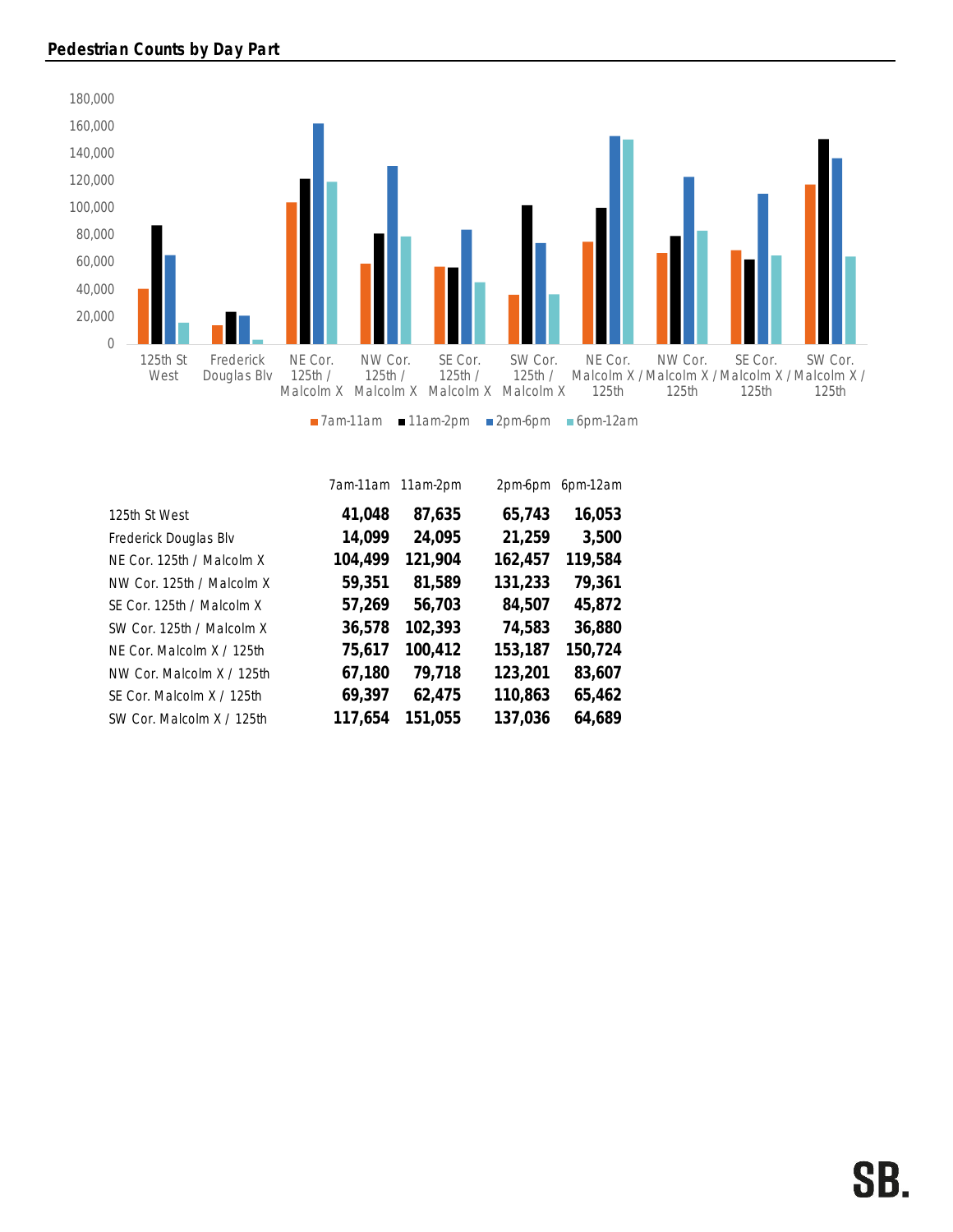## Pedestrian Counts by Day Part

| | 7am-11am | 11am-2pm | 2pm-6pm | 6pm-12am |
|---|---|---|---|---|
| 125th St West | **41,048** | **87,635** | **65,743** | **16,053** |
| Frederick Douglas Blv | **14,099** | **24,095** | **21,259** | **3,500** |
| NE Cor. 125th / Malcolm X | **104,499** | **121,904** | **162,457** | **119,584** |
| NW Cor. 125th / Malcolm X | **59,351** | **81,589** | **131,233** | **79,361** |
| SE Cor. 125th / Malcolm X | **57,269** | **56,703** | **84,507** | **45,872** |
| SW Cor. 125th / Malcolm X | **36,578** | **102,393** | **74,583** | **36,880** |
| NE Cor. Malcolm X / 125th | **75,617** | **100,412** | **153,187** | **150,724** |
| NW Cor. Malcolm X / 125th | **67,180** | **79,718** | **123,201** | **83,607** |
| SE Cor. Malcolm X / 125th | **69,397** | **62,475** | **110,863** | **65,462** |
| SW Cor. Malcolm X / 125th | **117,654** | **151,055** | **137,036** | **64,689** |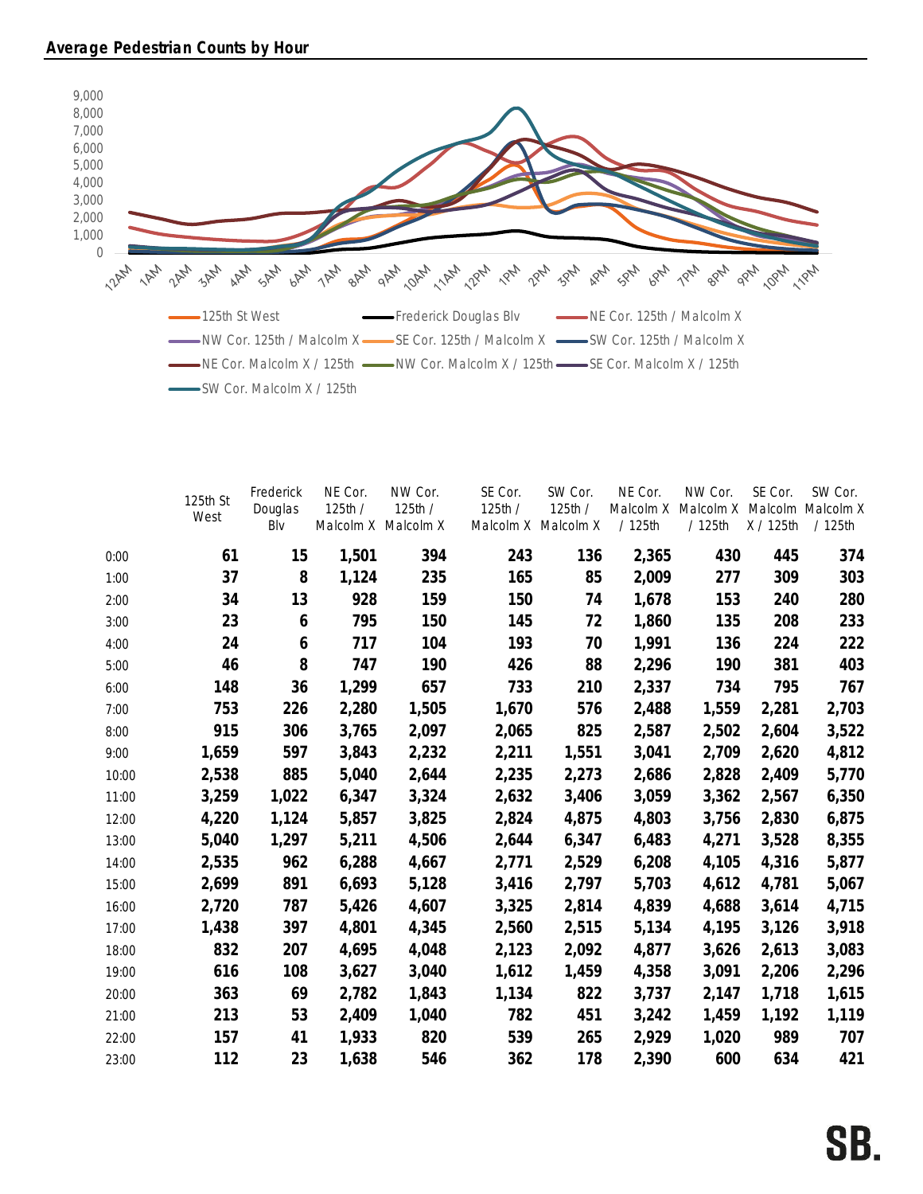## Average Pedestrian Counts by Hour

|  | 125th St West | Frederick Douglas Blv | NE Cor. 125th / Malcolm X | NW Cor. 125th / Malcolm X | SE Cor. 125th / Malcolm X | SW Cor. 125th / Malcolm X | NE Cor. Malcolm X / 125th | NW Cor. Malcolm X / 125th | SE Cor. Malcolm X / 125th | SW Cor. Malcolm X / 125th |
|---|---|---|---|---|---|---|---|---|---|---|
| 0:00 | 61 | 15 | 1,501 | 394 | 243 | 136 | 2,365 | 430 | 445 | 374 |
| 1:00 | 37 | 8 | 1,124 | 235 | 165 | 85 | 2,009 | 277 | 309 | 303 |
| 2:00 | 34 | 13 | 928 | 159 | 150 | 74 | 1,678 | 153 | 240 | 280 |
| 3:00 | 23 | 6 | 795 | 150 | 145 | 72 | 1,860 | 135 | 208 | 233 |
| 4:00 | 24 | 6 | 717 | 104 | 193 | 70 | 1,991 | 136 | 224 | 222 |
| 5:00 | 46 | 8 | 747 | 190 | 426 | 88 | 2,296 | 190 | 381 | 403 |
| 6:00 | 148 | 36 | 1,299 | 657 | 733 | 210 | 2,337 | 734 | 795 | 767 |
| 7:00 | 753 | 226 | 2,280 | 1,505 | 1,670 | 576 | 2,488 | 1,559 | 2,281 | 2,703 |
| 8:00 | 915 | 306 | 3,765 | 2,097 | 2,065 | 825 | 2,587 | 2,502 | 2,604 | 3,522 |
| 9:00 | 1,659 | 597 | 3,843 | 2,232 | 2,211 | 1,551 | 3,041 | 2,709 | 2,620 | 4,812 |
| 10:00 | 2,538 | 885 | 5,040 | 2,644 | 2,235 | 2,273 | 2,686 | 2,828 | 2,409 | 5,770 |
| 11:00 | 3,259 | 1,022 | 6,347 | 3,324 | 2,632 | 3,406 | 3,059 | 3,362 | 2,567 | 6,350 |
| 12:00 | 4,220 | 1,124 | 5,857 | 3,825 | 2,824 | 4,875 | 4,803 | 3,756 | 2,830 | 6,875 |
| 13:00 | 5,040 | 1,297 | 5,211 | 4,506 | 2,644 | 6,347 | 6,483 | 4,271 | 3,528 | 8,355 |
| 14:00 | 2,535 | 962 | 6,288 | 4,667 | 2,771 | 2,529 | 6,208 | 4,105 | 4,316 | 5,877 |
| 15:00 | 2,699 | 891 | 6,693 | 5,128 | 3,416 | 2,797 | 5,703 | 4,612 | 4,781 | 5,067 |
| 16:00 | 2,720 | 787 | 5,426 | 4,607 | 3,325 | 2,814 | 4,839 | 4,688 | 3,614 | 4,715 |
| 17:00 | 1,438 | 397 | 4,801 | 4,345 | 2,560 | 2,515 | 5,134 | 4,195 | 3,126 | 3,918 |
| 18:00 | 832 | 207 | 4,695 | 4,048 | 2,123 | 2,092 | 4,877 | 3,626 | 2,613 | 3,083 |
| 19:00 | 616 | 108 | 3,627 | 3,040 | 1,612 | 1,459 | 4,358 | 3,091 | 2,206 | 2,296 |
| 20:00 | 363 | 69 | 2,782 | 1,843 | 1,134 | 822 | 3,737 | 2,147 | 1,718 | 1,615 |
| 21:00 | 213 | 53 | 2,409 | 1,040 | 782 | 451 | 3,242 | 1,459 | 1,192 | 1,119 |
| 22:00 | 157 | 41 | 1,933 | 820 | 539 | 265 | 2,929 | 1,020 | 989 | 707 |
| 23:00 | 112 | 23 | 1,638 | 546 | 362 | 178 | 2,390 | 600 | 634 | 421 |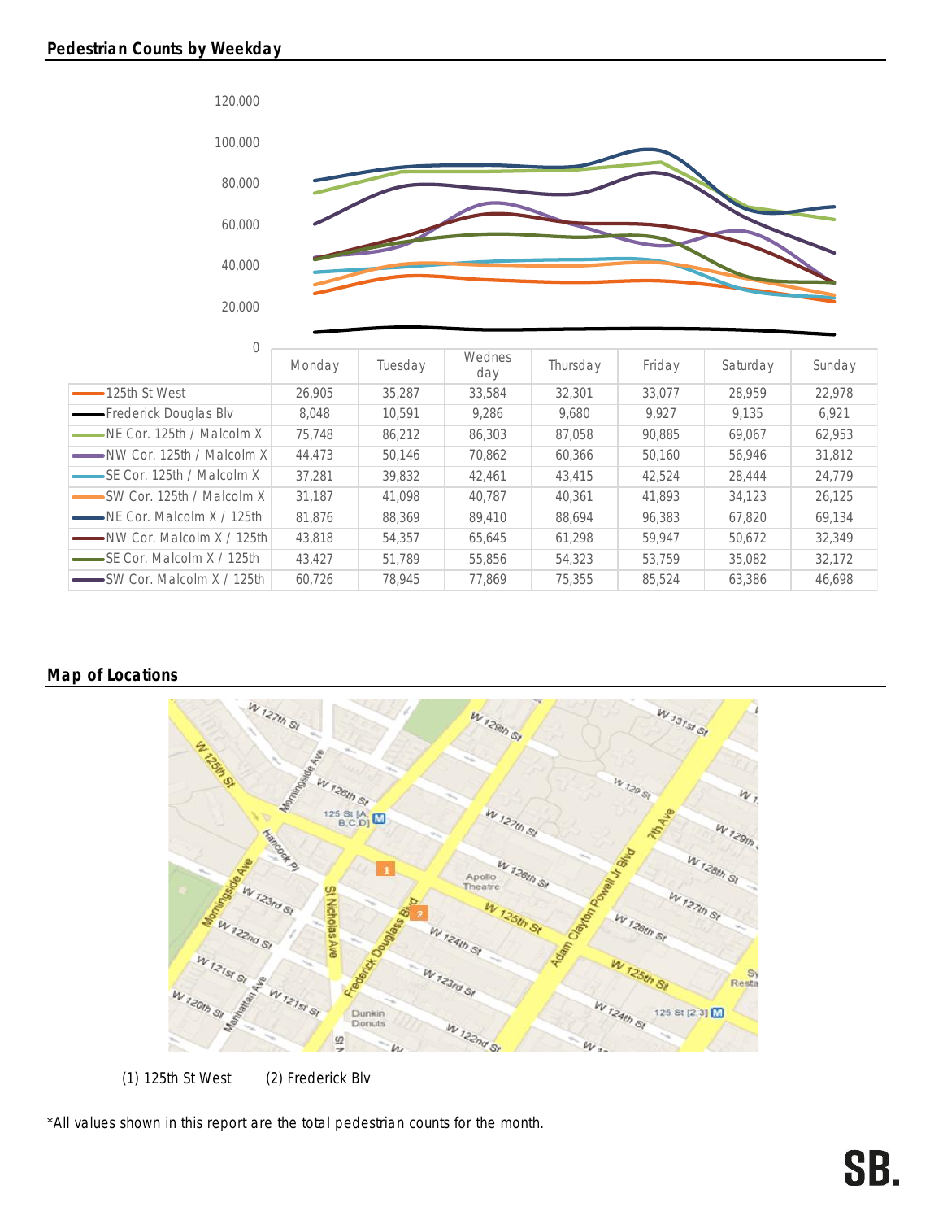## Pedestrian Counts by Weekday

120,000
100,000
80,000
60,000
40,000
20,000
0

| | Monday | Tuesday | Wednesday | Thursday | Friday | Saturday | Sunday |
|---|---|---|---|---|---|---|---|
| 125th St West | 26,905 | 35,287 | 33,584 | 32,301 | 33,077 | 28,959 | 22,978 |
| Frederick Douglas Blv | 8,048 | 10,591 | 9,286 | 9,680 | 9,927 | 9,135 | 6,921 |
| NE Cor. 125th / Malcolm X | 75,748 | 86,212 | 86,303 | 87,058 | 90,885 | 69,067 | 62,953 |
| NW Cor. 125th / Malcolm X | 44,473 | 50,146 | 70,862 | 60,366 | 50,160 | 56,946 | 31,812 |
| SE Cor. 125th / Malcolm X | 37,281 | 39,832 | 42,461 | 43,415 | 42,524 | 28,444 | 24,779 |
| SW Cor. 125th / Malcolm X | 31,187 | 41,098 | 40,787 | 40,361 | 41,893 | 34,123 | 26,125 |
| NE Cor. Malcolm X / 125th | 81,876 | 88,369 | 89,410 | 88,694 | 96,383 | 67,820 | 69,134 |
| NW Cor. Malcolm X / 125th | 43,818 | 54,357 | 65,645 | 61,298 | 59,947 | 50,672 | 32,349 |
| SE Cor. Malcolm X / 125th | 43,427 | 51,789 | 55,856 | 54,323 | 53,759 | 35,082 | 32,172 |
| SW Cor. Malcolm X / 125th | 60,726 | 78,945 | 77,869 | 75,355 | 85,524 | 63,386 | 46,698 |

## Map of Locations

(1) 125th St West (2) Frederick Blv

*All values shown in this report are the total pedestrian counts for the month.

SB.